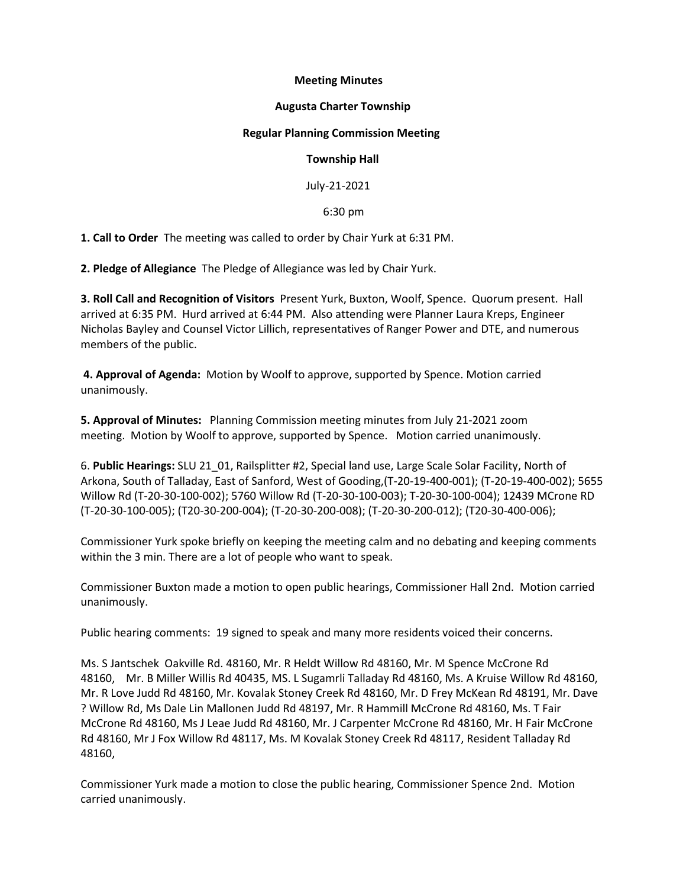**Meeting Minutes**

**Augusta Charter Township**

**Regular Planning Commission Meeting**

**Township Hall**

July-21-2021

6:30 pm

**1. Call to Order** The meeting was called to order by Chair Yurk at 6:31 PM.

**2. Pledge of Allegiance** The Pledge of Allegiance was led by Chair Yurk.

**3. Roll Call and Recognition of Visitors** Present Yurk, Buxton, Woolf, Spence. Quorum present. Hall arrived at 6:35 PM. Hurd arrived at 6:44 PM. Also attending were Planner Laura Kreps, Engineer Nicholas Bayley and Counsel Victor Lillich, representatives of Ranger Power and DTE, and numerous members of the public.

**4. Approval of Agenda:** Motion by Woolf to approve, supported by Spence. Motion carried unanimously.

**5. Approval of Minutes:** Planning Commission meeting minutes from July 21-2021 zoom meeting. Motion by Woolf to approve, supported by Spence. Motion carried unanimously.

6. **Public Hearings:** SLU 21_01, Railsplitter #2, Special land use, Large Scale Solar Facility, North of Arkona, South of Talladay, East of Sanford, West of Gooding,(T-20-19-400-001); (T-20-19-400-002); 5655 Willow Rd (T-20-30-100-002); 5760 Willow Rd (T-20-30-100-003); T-20-30-100-004); 12439 MCrone RD (T-20-30-100-005); (T20-30-200-004); (T-20-30-200-008); (T-20-30-200-012); (T20-30-400-006);

Commissioner Yurk spoke briefly on keeping the meeting calm and no debating and keeping comments within the 3 min. There are a lot of people who want to speak.

Commissioner Buxton made a motion to open public hearings, Commissioner Hall 2nd. Motion carried unanimously.

Public hearing comments: 19 signed to speak and many more residents voiced their concerns.

Ms. S Jantschek Oakville Rd. 48160, Mr. R Heldt Willow Rd 48160, Mr. M Spence McCrone Rd 48160, Mr. B Miller Willis Rd 40435, MS. L Sugamrli Talladay Rd 48160, Ms. A Kruise Willow Rd 48160, Mr. R Love Judd Rd 48160, Mr. Kovalak Stoney Creek Rd 48160, Mr. D Frey McKean Rd 48191, Mr. Dave ? Willow Rd, Ms Dale Lin Mallonen Judd Rd 48197, Mr. R Hammill McCrone Rd 48160, Ms. T Fair McCrone Rd 48160, Ms J Leae Judd Rd 48160, Mr. J Carpenter McCrone Rd 48160, Mr. H Fair McCrone Rd 48160, Mr J Fox Willow Rd 48117, Ms. M Kovalak Stoney Creek Rd 48117, Resident Talladay Rd 48160,

Commissioner Yurk made a motion to close the public hearing, Commissioner Spence 2nd. Motion carried unanimously.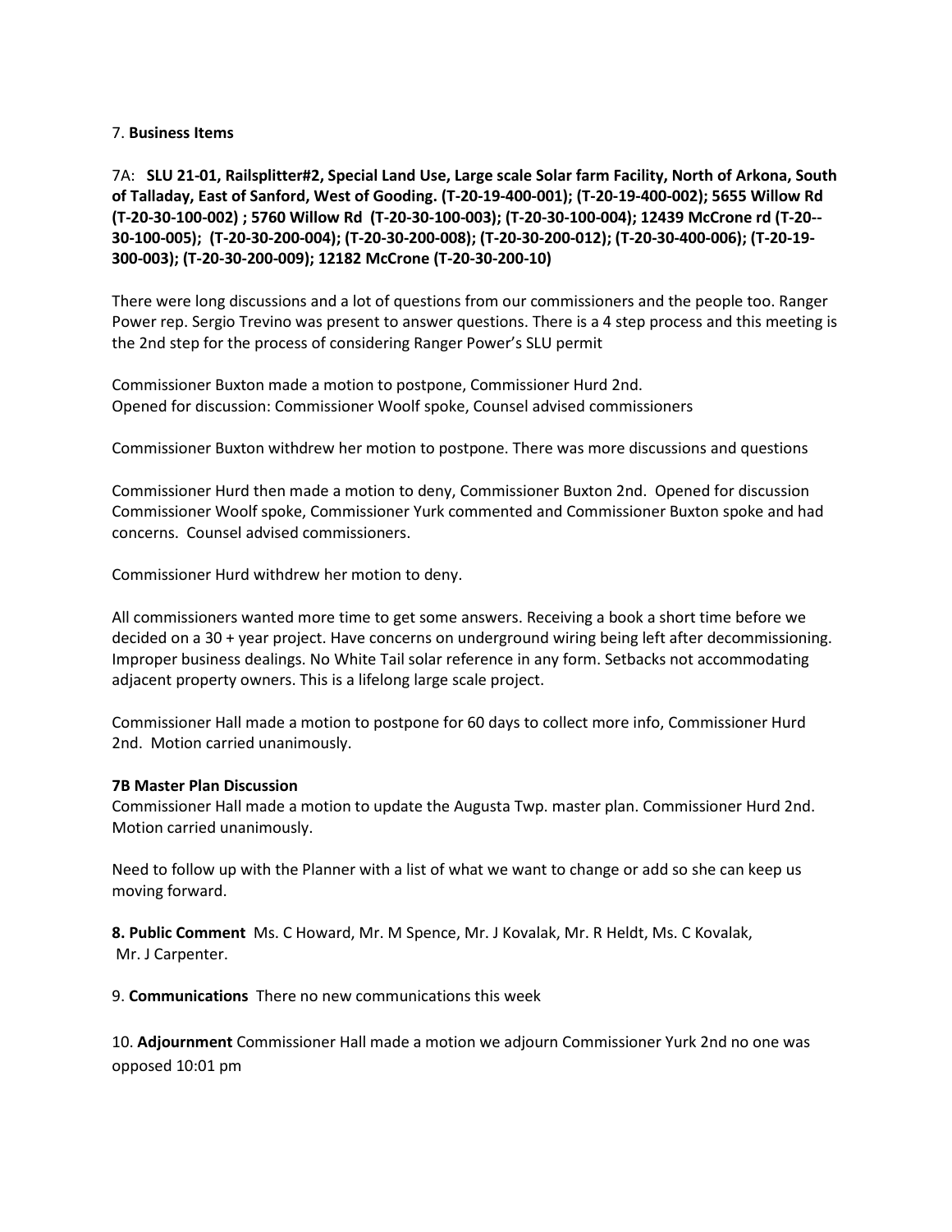7. **Business Items**

7A: **SLU 21-01, Railsplitter#2, Special Land Use, Large scale Solar farm Facility, North of Arkona, South of Talladay, East of Sanford, West of Gooding. (T-20-19-400-001); (T-20-19-400-002); 5655 Willow Rd (T-20-30-100-002) ; 5760 Willow Rd (T-20-30-100-003); (T-20-30-100-004); 12439 McCrone rd (T-20--30-100-005); (T-20-30-200-004); (T-20-30-200-008); (T-20-30-200-012); (T-20-30-400-006); (T-20-19-300-003); (T-20-30-200-009); 12182 McCrone (T-20-30-200-10)**

There were long discussions and a lot of questions from our commissioners and the people too. Ranger Power rep. Sergio Trevino was present to answer questions. There is a 4 step process and this meeting is the 2nd step for the process of considering Ranger Power's SLU permit

Commissioner Buxton made a motion to postpone, Commissioner Hurd 2nd.
Opened for discussion: Commissioner Woolf spoke, Counsel advised commissioners

Commissioner Buxton withdrew her motion to postpone. There was more discussions and questions

Commissioner Hurd then made a motion to deny, Commissioner Buxton 2nd. Opened for discussion Commissioner Woolf spoke, Commissioner Yurk commented and Commissioner Buxton spoke and had concerns. Counsel advised commissioners.

Commissioner Hurd withdrew her motion to deny.

All commissioners wanted more time to get some answers. Receiving a book a short time before we decided on a 30 + year project. Have concerns on underground wiring being left after decommissioning. Improper business dealings. No White Tail solar reference in any form. Setbacks not accommodating adjacent property owners. This is a lifelong large scale project.

Commissioner Hall made a motion to postpone for 60 days to collect more info, Commissioner Hurd 2nd. Motion carried unanimously.

**7B Master Plan Discussion**
Commissioner Hall made a motion to update the Augusta Twp. master plan. Commissioner Hurd 2nd. Motion carried unanimously.

Need to follow up with the Planner with a list of what we want to change or add so she can keep us moving forward.

**8. Public Comment** Ms. C Howard, Mr. M Spence, Mr. J Kovalak, Mr. R Heldt, Ms. C Kovalak, Mr. J Carpenter.

9. **Communications** There no new communications this week

10. **Adjournment** Commissioner Hall made a motion we adjourn Commissioner Yurk 2nd no one was opposed 10:01 pm